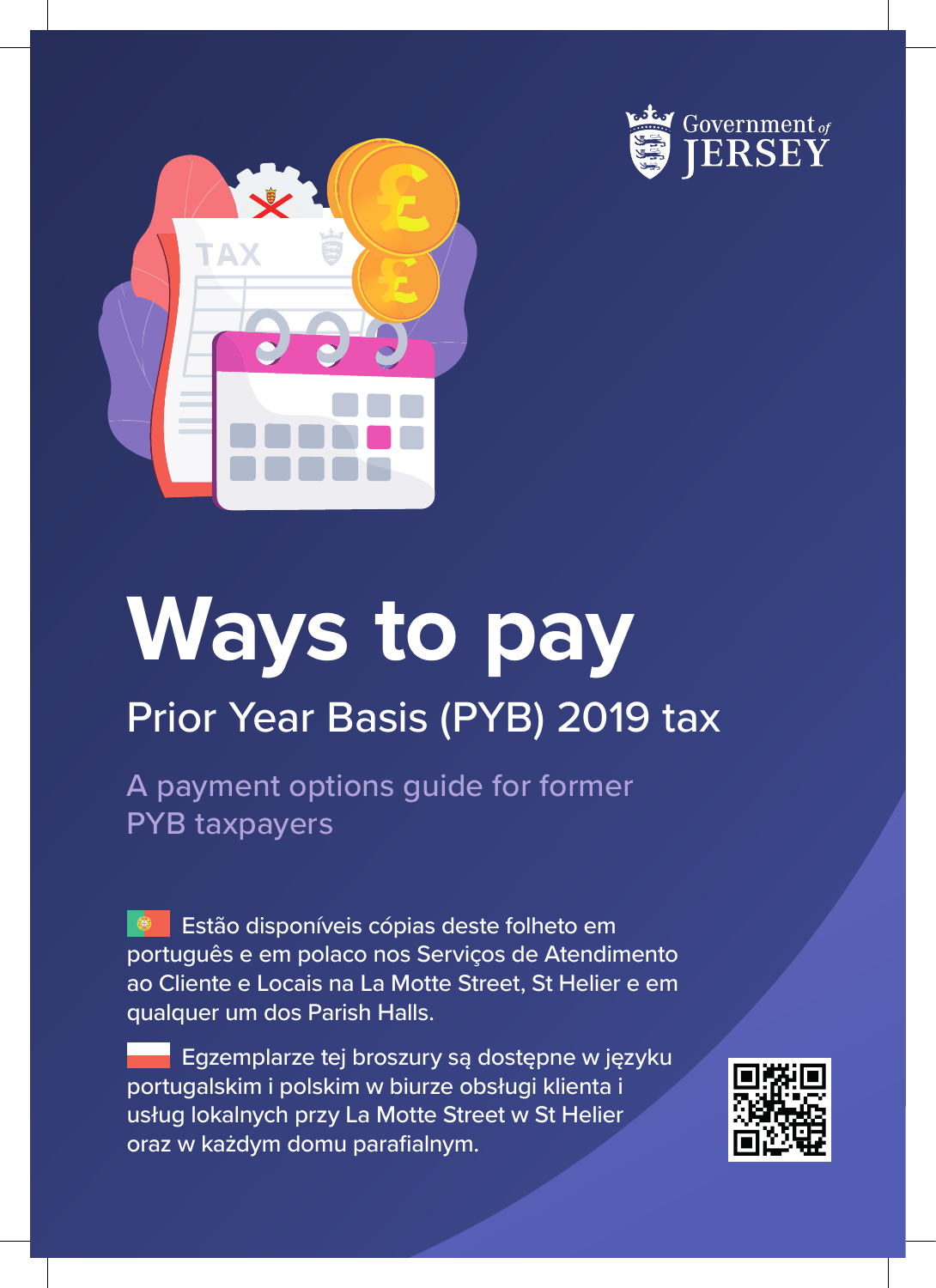Government of JERSEY

# Ways to pay

## Prior Year Basis (PYB) 2019 tax

A payment options guide for former PYB taxpayers

Estão disponíveis cópias deste folheto em português e em polaco nos Serviços de Atendimento ao Cliente e Locais na La Motte Street, St Helier e em qualquer um dos Parish Halls.

Egzemplarze tej broszury są dostępne w języku portugalskim i polskim w biurze obsługi klienta i usług lokalnych przy La Motte Street w St Helier oraz w każdym domu parafialnym.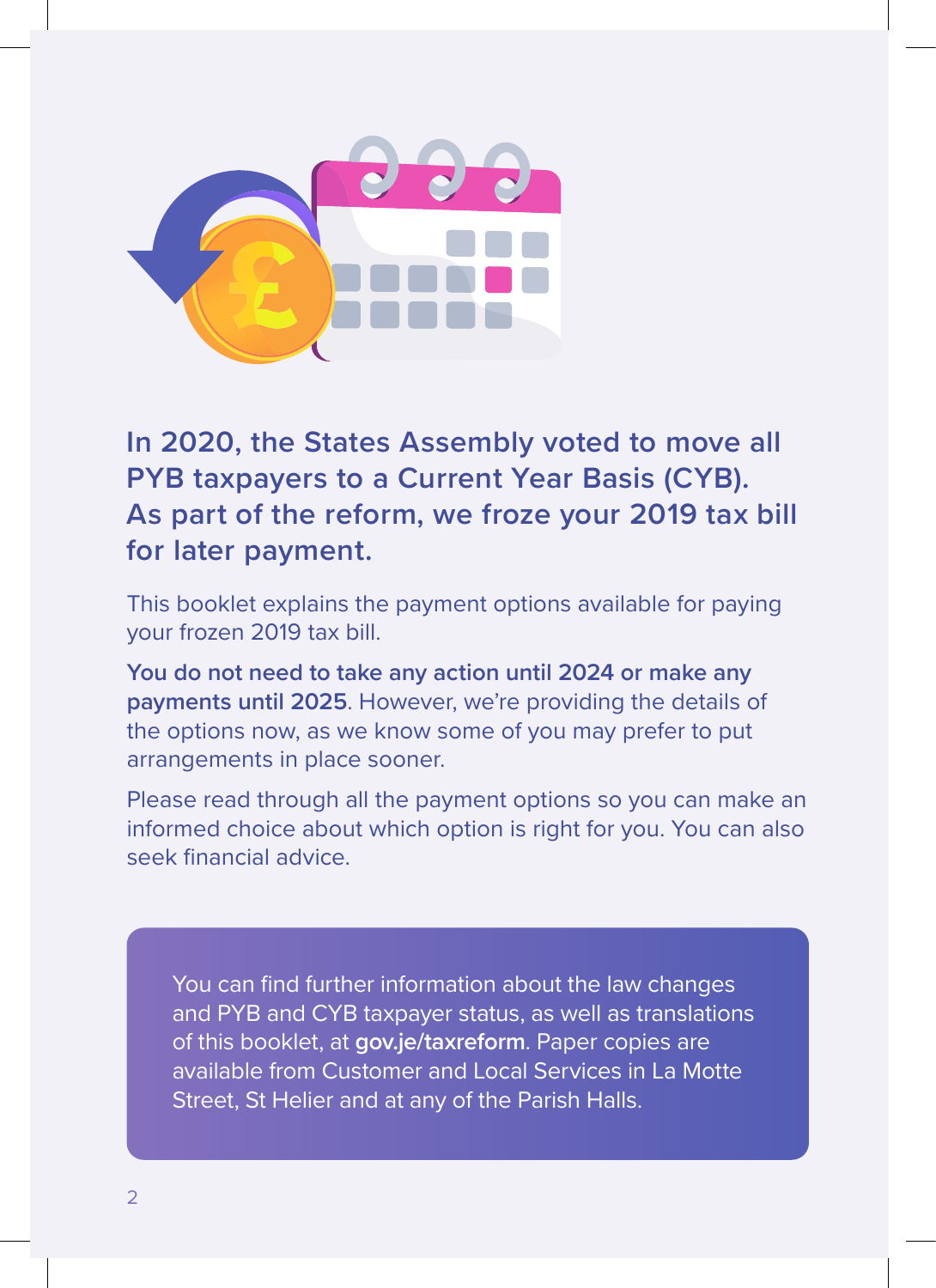**In 2020, the States Assembly voted to move all PYB taxpayers to a Current Year Basis (CYB). As part of the reform, we froze your 2019 tax bill for later payment.**

This booklet explains the payment options available for paying your frozen 2019 tax bill.

**You do not need to take any action until 2024 or make any payments until 2025**. However, we're providing the details of the options now, as we know some of you may prefer to put arrangements in place sooner.

Please read through all the payment options so you can make an informed choice about which option is right for you. You can also seek financial advice.

> You can find further information about the law changes and PYB and CYB taxpayer status, as well as translations of this booklet, at **gov.je/taxreform**. Paper copies are available from Customer and Local Services in La Motte Street, St Helier and at any of the Parish Halls.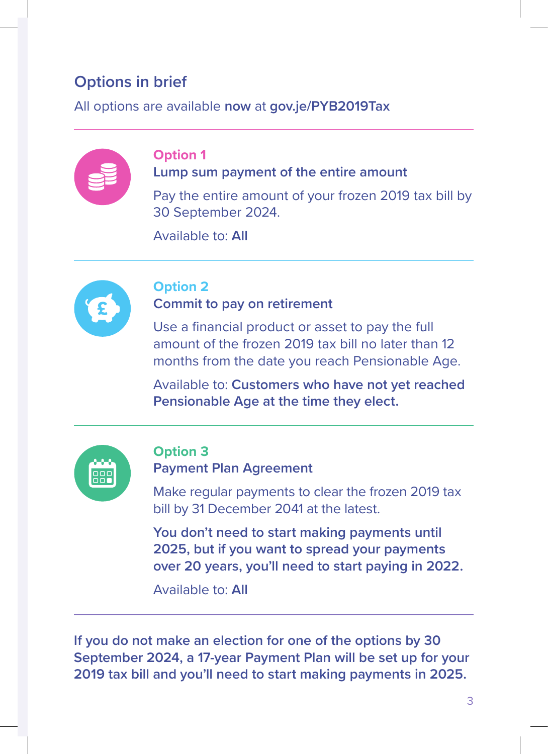## Options in brief

All options are available **now** at **gov.je/PYB2019Tax**

---

### Option 1
**Lump sum payment of the entire amount**

Pay the entire amount of your frozen 2019 tax bill by 30 September 2024.

Available to: **All**

---

### Option 2
**Commit to pay on retirement**

Use a financial product or asset to pay the full amount of the frozen 2019 tax bill no later than 12 months from the date you reach Pensionable Age.

Available to: **Customers who have not yet reached Pensionable Age at the time they elect.**

---

### Option 3
**Payment Plan Agreement**

Make regular payments to clear the frozen 2019 tax bill by 31 December 2041 at the latest.

**You don't need to start making payments until 2025, but if you want to spread your payments over 20 years, you'll need to start paying in 2022.**

Available to: **All**

---

**If you do not make an election for one of the options by 30 September 2024, a 17-year Payment Plan will be set up for your 2019 tax bill and you'll need to start making payments in 2025.**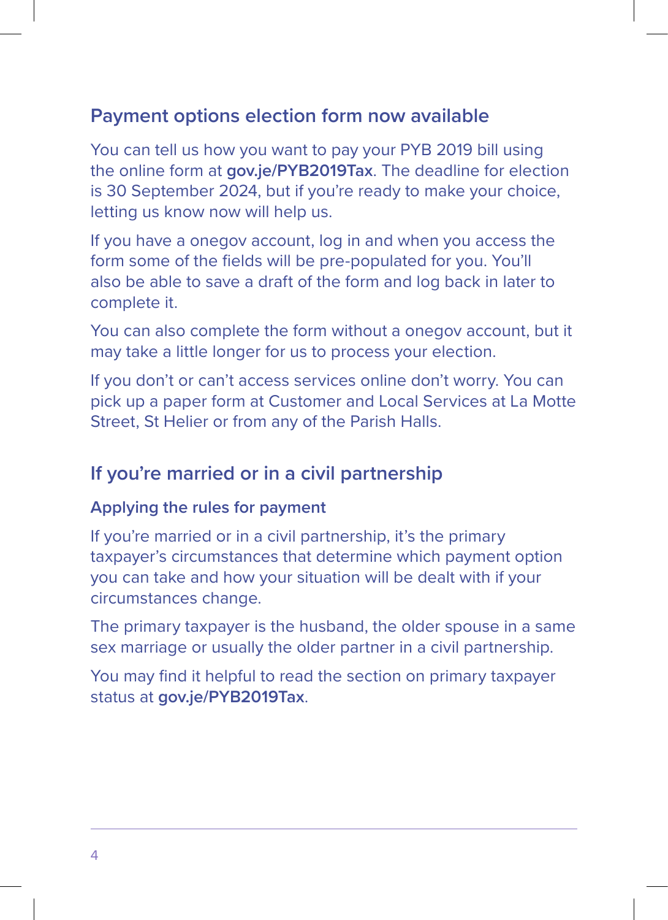## Payment options election form now available

You can tell us how you want to pay your PYB 2019 bill using the online form at **gov.je/PYB2019Tax**. The deadline for election is 30 September 2024, but if you're ready to make your choice, letting us know now will help us.

If you have a onegov account, log in and when you access the form some of the fields will be pre-populated for you. You'll also be able to save a draft of the form and log back in later to complete it.

You can also complete the form without a onegov account, but it may take a little longer for us to process your election.

If you don't or can't access services online don't worry. You can pick up a paper form at Customer and Local Services at La Motte Street, St Helier or from any of the Parish Halls.

## If you're married or in a civil partnership

### Applying the rules for payment

If you're married or in a civil partnership, it's the primary taxpayer's circumstances that determine which payment option you can take and how your situation will be dealt with if your circumstances change.

The primary taxpayer is the husband, the older spouse in a same sex marriage or usually the older partner in a civil partnership.

You may find it helpful to read the section on primary taxpayer status at **gov.je/PYB2019Tax**.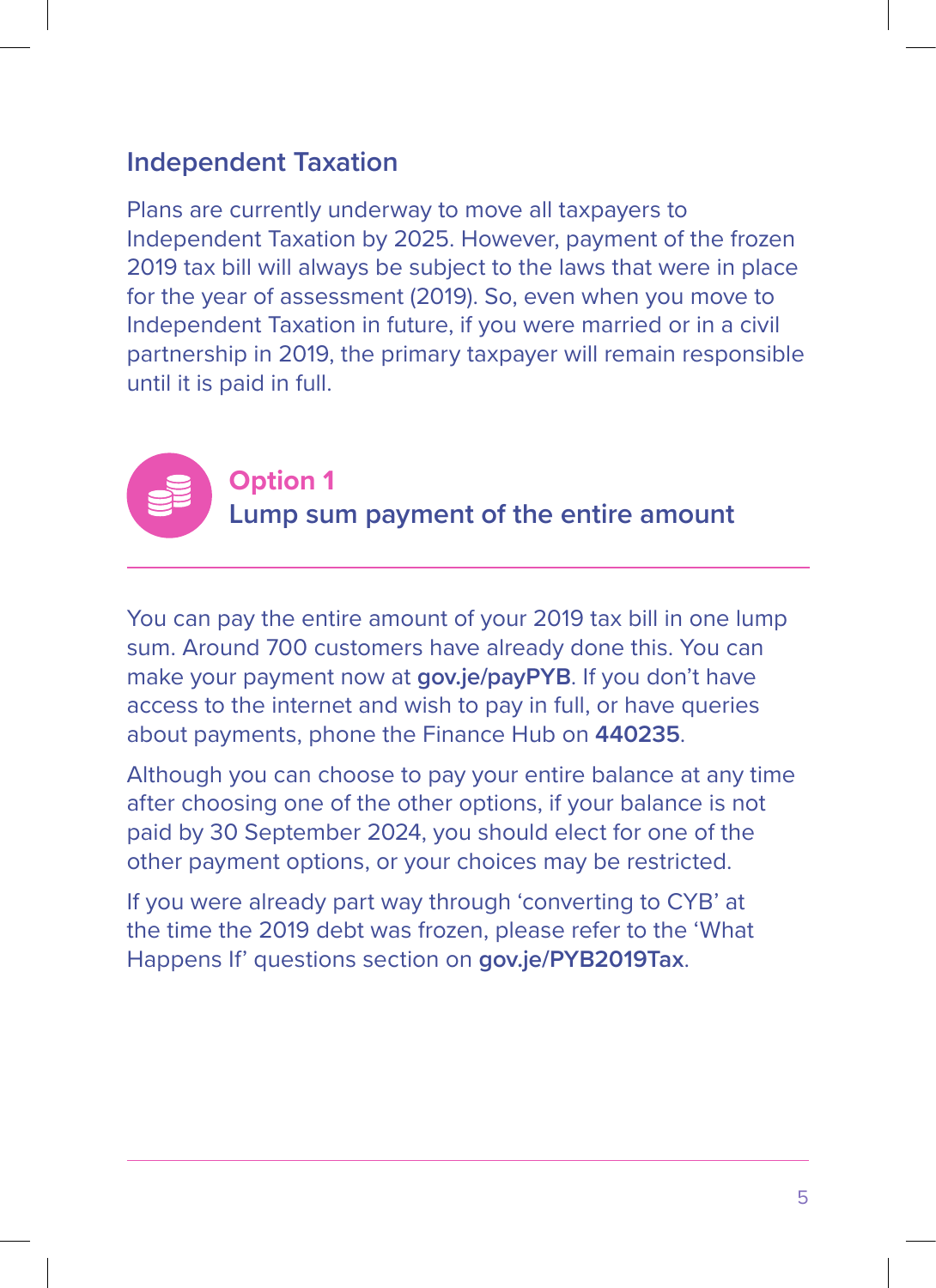## Independent Taxation

Plans are currently underway to move all taxpayers to Independent Taxation by 2025. However, payment of the frozen 2019 tax bill will always be subject to the laws that were in place for the year of assessment (2019). So, even when you move to Independent Taxation in future, if you were married or in a civil partnership in 2019, the primary taxpayer will remain responsible until it is paid in full.

## Option 1
### Lump sum payment of the entire amount

You can pay the entire amount of your 2019 tax bill in one lump sum. Around 700 customers have already done this. You can make your payment now at **gov.je/payPYB**. If you don't have access to the internet and wish to pay in full, or have queries about payments, phone the Finance Hub on **440235**.

Although you can choose to pay your entire balance at any time after choosing one of the other options, if your balance is not paid by 30 September 2024, you should elect for one of the other payment options, or your choices may be restricted.

If you were already part way through 'converting to CYB' at the time the 2019 debt was frozen, please refer to the 'What Happens If' questions section on **gov.je/PYB2019Tax**.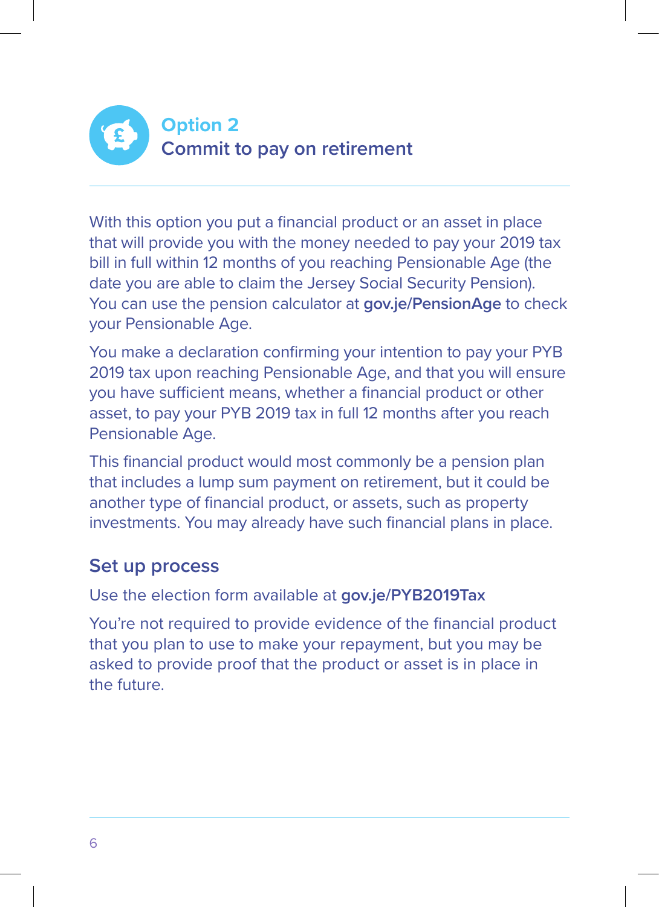## Option 2
## Commit to pay on retirement

With this option you put a financial product or an asset in place that will provide you with the money needed to pay your 2019 tax bill in full within 12 months of you reaching Pensionable Age (the date you are able to claim the Jersey Social Security Pension). You can use the pension calculator at **gov.je/PensionAge** to check your Pensionable Age.

You make a declaration confirming your intention to pay your PYB 2019 tax upon reaching Pensionable Age, and that you will ensure you have sufficient means, whether a financial product or other asset, to pay your PYB 2019 tax in full 12 months after you reach Pensionable Age.

This financial product would most commonly be a pension plan that includes a lump sum payment on retirement, but it could be another type of financial product, or assets, such as property investments. You may already have such financial plans in place.

### Set up process

Use the election form available at **gov.je/PYB2019Tax**

You're not required to provide evidence of the financial product that you plan to use to make your repayment, but you may be asked to provide proof that the product or asset is in place in the future.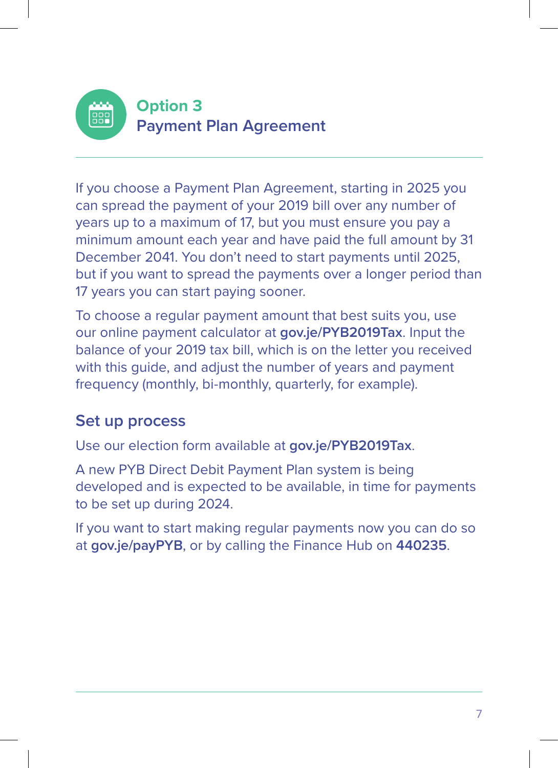## Option 3

## Payment Plan Agreement

If you choose a Payment Plan Agreement, starting in 2025 you can spread the payment of your 2019 bill over any number of years up to a maximum of 17, but you must ensure you pay a minimum amount each year and have paid the full amount by 31 December 2041. You don't need to start payments until 2025, but if you want to spread the payments over a longer period than 17 years you can start paying sooner.

To choose a regular payment amount that best suits you, use our online payment calculator at **gov.je/PYB2019Tax**. Input the balance of your 2019 tax bill, which is on the letter you received with this guide, and adjust the number of years and payment frequency (monthly, bi-monthly, quarterly, for example).

### Set up process

Use our election form available at **gov.je/PYB2019Tax**.

A new PYB Direct Debit Payment Plan system is being developed and is expected to be available, in time for payments to be set up during 2024.

If you want to start making regular payments now you can do so at **gov.je/payPYB**, or by calling the Finance Hub on **440235**.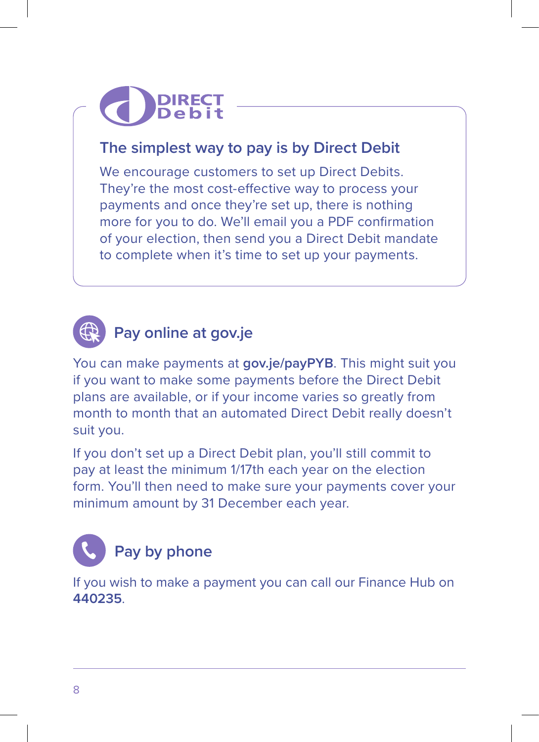DIRECT Debit

## The simplest way to pay is by Direct Debit

We encourage customers to set up Direct Debits. They're the most cost-effective way to process your payments and once they're set up, there is nothing more for you to do. We'll email you a PDF confirmation of your election, then send you a Direct Debit mandate to complete when it's time to set up your payments.

## Pay online at gov.je

You can make payments at **gov.je/payPYB**. This might suit you if you want to make some payments before the Direct Debit plans are available, or if your income varies so greatly from month to month that an automated Direct Debit really doesn't suit you.

If you don't set up a Direct Debit plan, you'll still commit to pay at least the minimum 1/17th each year on the election form. You'll then need to make sure your payments cover your minimum amount by 31 December each year.

## Pay by phone

If you wish to make a payment you can call our Finance Hub on **440235**.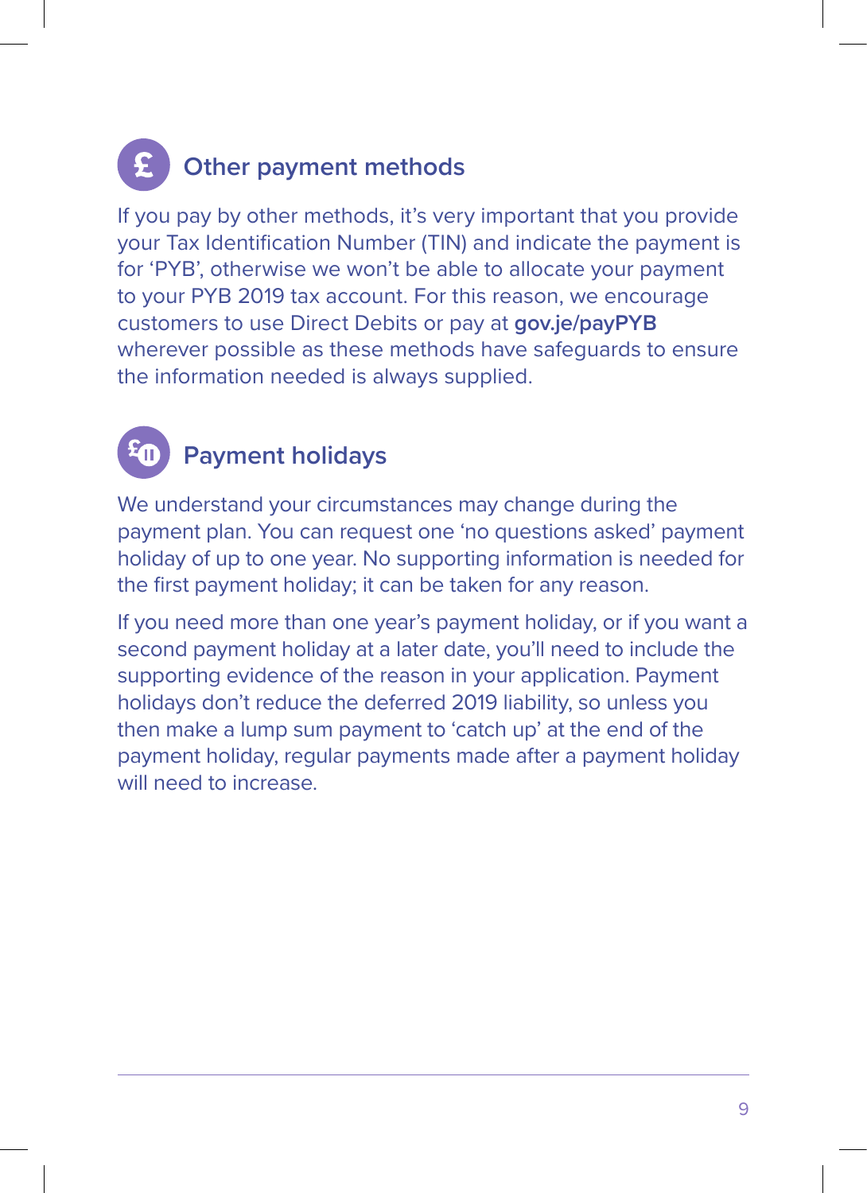## Other payment methods

If you pay by other methods, it's very important that you provide your Tax Identification Number (TIN) and indicate the payment is for 'PYB', otherwise we won't be able to allocate your payment to your PYB 2019 tax account. For this reason, we encourage customers to use Direct Debits or pay at **gov.je/payPYB** wherever possible as these methods have safeguards to ensure the information needed is always supplied.

## Payment holidays

We understand your circumstances may change during the payment plan. You can request one 'no questions asked' payment holiday of up to one year. No supporting information is needed for the first payment holiday; it can be taken for any reason.

If you need more than one year's payment holiday, or if you want a second payment holiday at a later date, you'll need to include the supporting evidence of the reason in your application. Payment holidays don't reduce the deferred 2019 liability, so unless you then make a lump sum payment to 'catch up' at the end of the payment holiday, regular payments made after a payment holiday will need to increase.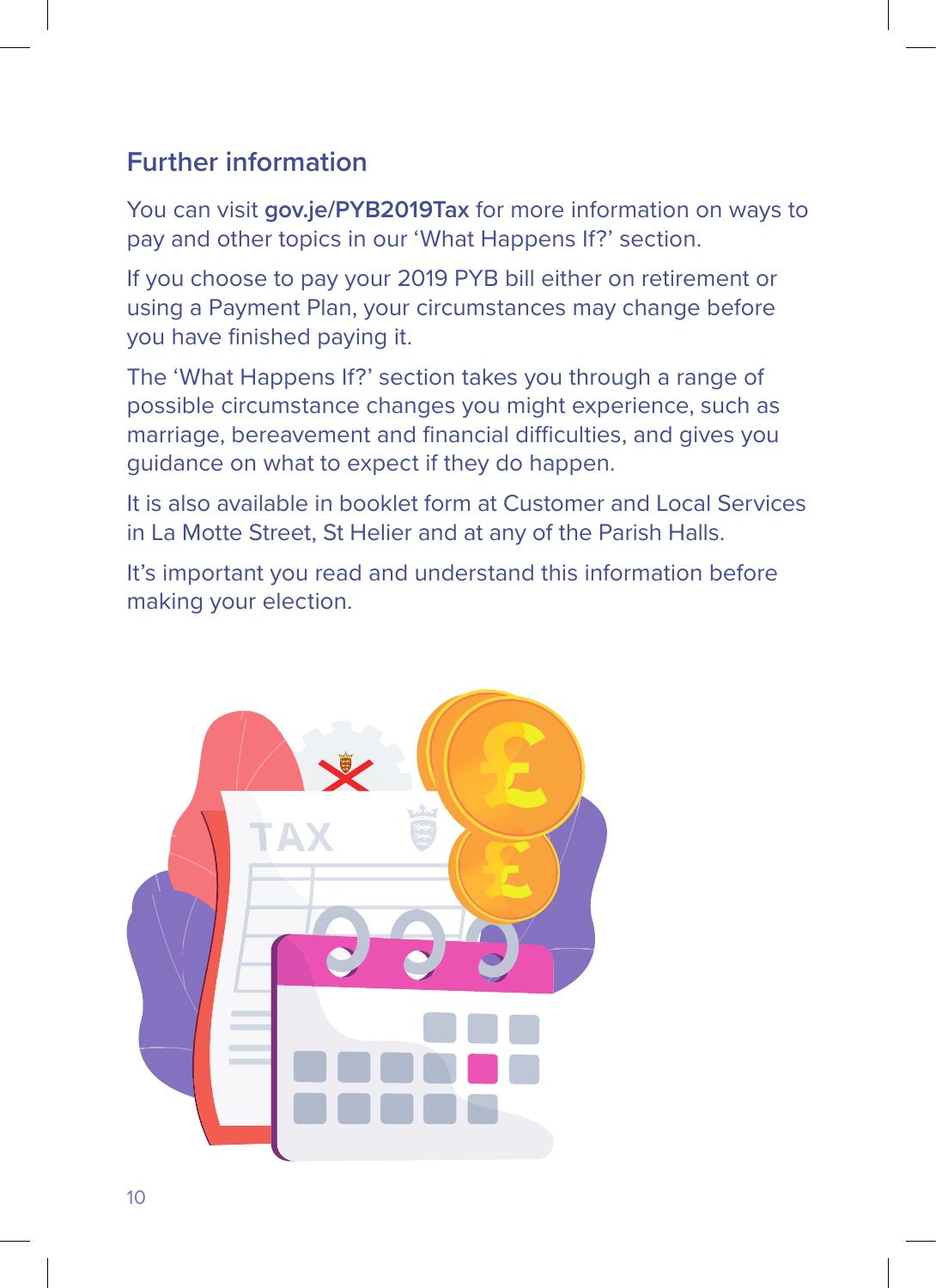## Further information

You can visit **gov.je/PYB2019Tax** for more information on ways to pay and other topics in our 'What Happens If?' section.

If you choose to pay your 2019 PYB bill either on retirement or using a Payment Plan, your circumstances may change before you have finished paying it.

The 'What Happens If?' section takes you through a range of possible circumstance changes you might experience, such as marriage, bereavement and financial difficulties, and gives you guidance on what to expect if they do happen.

It is also available in booklet form at Customer and Local Services in La Motte Street, St Helier and at any of the Parish Halls.

It's important you read and understand this information before making your election.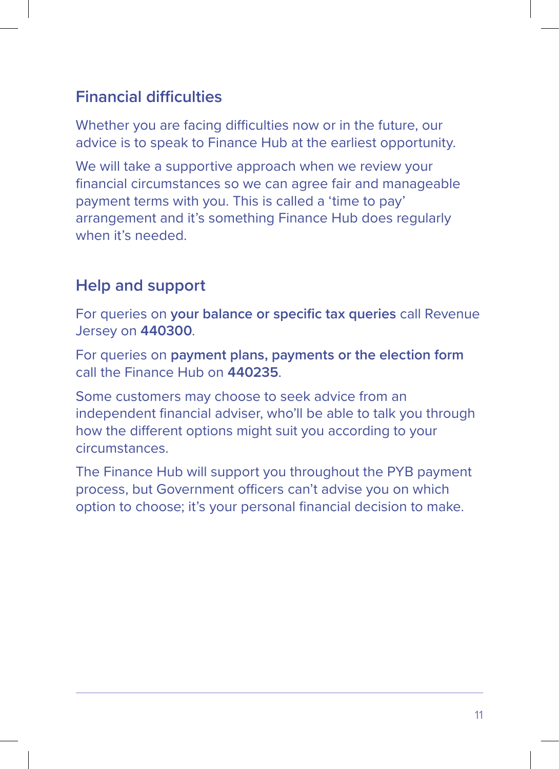## Financial difficulties

Whether you are facing difficulties now or in the future, our advice is to speak to Finance Hub at the earliest opportunity.

We will take a supportive approach when we review your financial circumstances so we can agree fair and manageable payment terms with you. This is called a 'time to pay' arrangement and it's something Finance Hub does regularly when it's needed.

## Help and support

For queries on **your balance or specific tax queries** call Revenue Jersey on **440300**.

For queries on **payment plans, payments or the election form** call the Finance Hub on **440235**.

Some customers may choose to seek advice from an independent financial adviser, who'll be able to talk you through how the different options might suit you according to your circumstances.

The Finance Hub will support you throughout the PYB payment process, but Government officers can't advise you on which option to choose; it's your personal financial decision to make.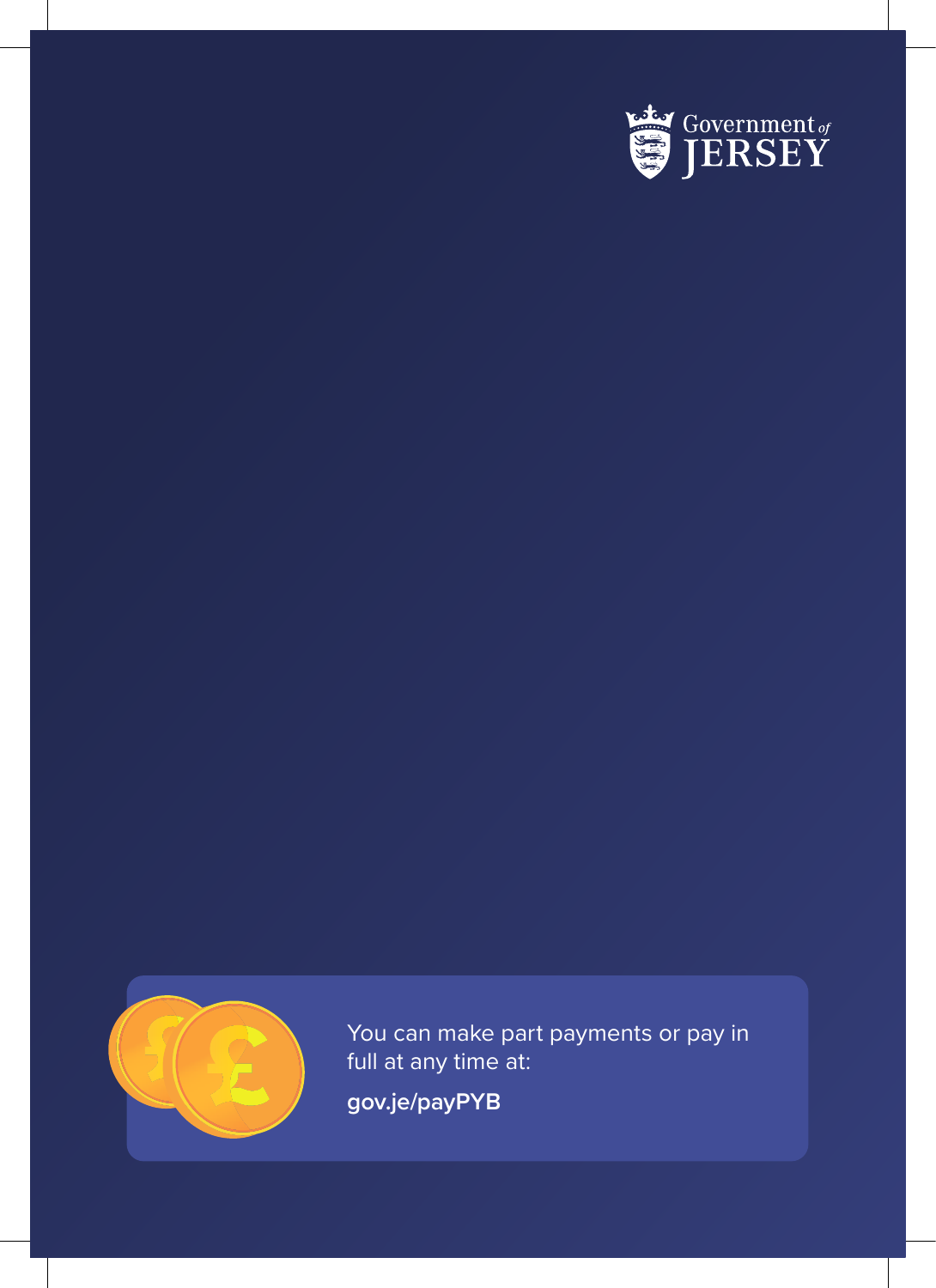Government of JERSEY

You can make part payments or pay in full at any time at:

**gov.je/payPYB**